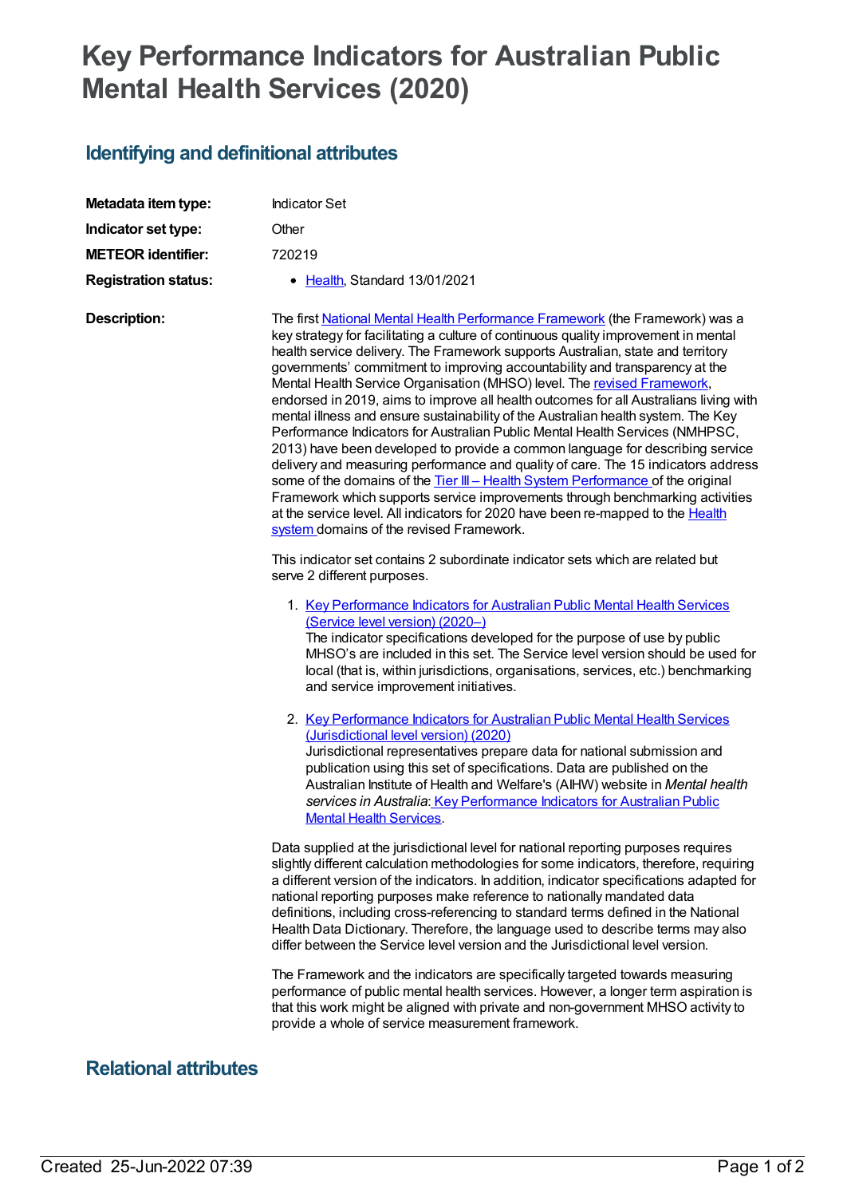# Key Performance Indicators for Australian Public Mental Health Services (2020)

## Identifying and definitional attributes

**Metadata item type:** Indicator Set

**Indicator set type:** Other

**METEOR identifier:** 720219

**Registration status:**

- Health, Standard 13/01/2021

**Description:**

The first National Mental Health Performance Framework (the Framework) was a key strategy for facilitating a culture of continuous quality improvement in mental health service delivery. The Framework supports Australian, state and territory governments' commitment to improving accountability and transparency at the Mental Health Service Organisation (MHSO) level. The revised Framework, endorsed in 2019, aims to improve all health outcomes for all Australians living with mental illness and ensure sustainability of the Australian health system. The Key Performance Indicators for Australian Public Mental Health Services (NMHPSC, 2013) have been developed to provide a common language for describing service delivery and measuring performance and quality of care. The 15 indicators address some of the domains of the Tier III – Health System Performance of the original Framework which supports service improvements through benchmarking activities at the service level. All indicators for 2020 have been re-mapped to the Health system domains of the revised Framework.

This indicator set contains 2 subordinate indicator sets which are related but serve 2 different purposes.

1. Key Performance Indicators for Australian Public Mental Health Services (Service level version) (2020–)
   The indicator specifications developed for the purpose of use by public MHSO's are included in this set. The Service level version should be used for local (that is, within jurisdictions, organisations, services, etc.) benchmarking and service improvement initiatives.

2. Key Performance Indicators for Australian Public Mental Health Services (Jurisdictional level version) (2020)
   Jurisdictional representatives prepare data for national submission and publication using this set of specifications. Data are published on the Australian Institute of Health and Welfare's (AIHW) website in *Mental health services in Australia*: Key Performance Indicators for Australian Public Mental Health Services.

Data supplied at the jurisdictional level for national reporting purposes requires slightly different calculation methodologies for some indicators, therefore, requiring a different version of the indicators. In addition, indicator specifications adapted for national reporting purposes make reference to nationally mandated data definitions, including cross-referencing to standard terms defined in the National Health Data Dictionary. Therefore, the language used to describe terms may also differ between the Service level version and the Jurisdictional level version.

The Framework and the indicators are specifically targeted towards measuring performance of public mental health services. However, a longer term aspiration is that this work might be aligned with private and non-government MHSO activity to provide a whole of service measurement framework.

## Relational attributes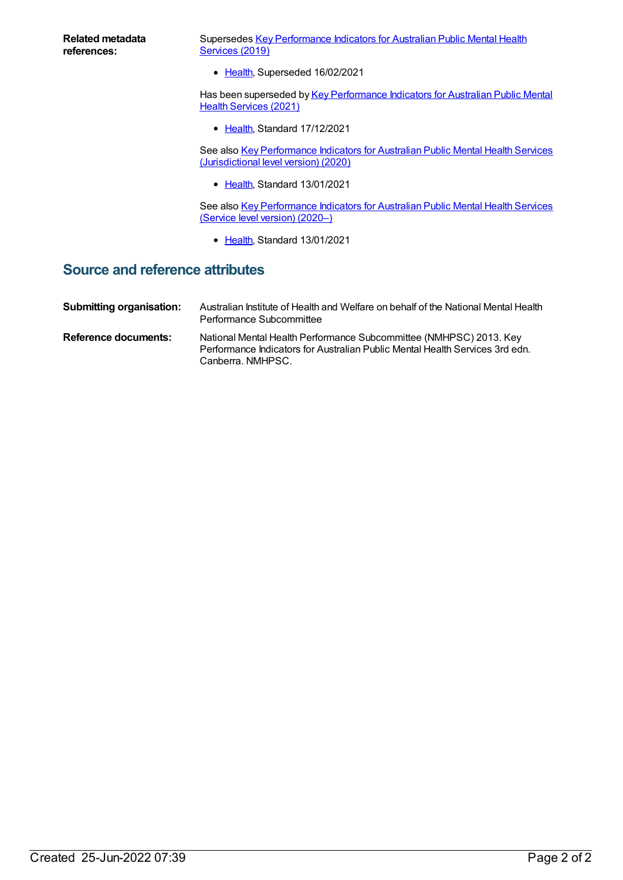**Related metadata references:**

Supersedes Key Performance Indicators for Australian Public Mental Health Services (2019)

- Health, Superseded 16/02/2021

Has been superseded by Key Performance Indicators for Australian Public Mental Health Services (2021)

- Health, Standard 17/12/2021

See also Key Performance Indicators for Australian Public Mental Health Services (Jurisdictional level version) (2020)

- Health, Standard 13/01/2021

See also Key Performance Indicators for Australian Public Mental Health Services (Service level version) (2020–)

- Health, Standard 13/01/2021

## Source and reference attributes

**Submitting organisation:** Australian Institute of Health and Welfare on behalf of the National Mental Health Performance Subcommittee

**Reference documents:** National Mental Health Performance Subcommittee (NMHPSC) 2013. Key Performance Indicators for Australian Public Mental Health Services 3rd edn. Canberra. NMHPSC.